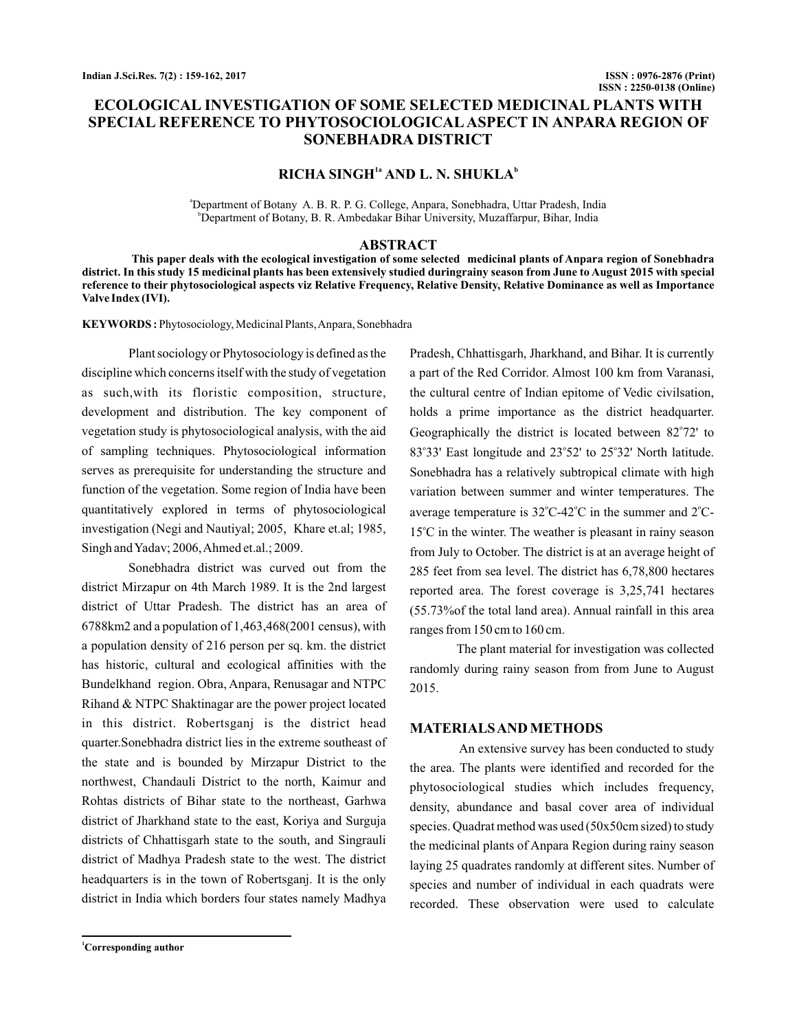# ECOLOGICAL INVESTIGATION OF SOME SELECTED MEDICINAL PLANTS WITH SPECIAL REFERENCE TO PHYTOSOCIOLOGICAL ASPECT IN ANPARA REGION OF SONEBHADRA DISTRICT

**RICHA SINGH[1a] AND L. N. SHUKLA[b]**

[a]Department of Botany A. B. R. P. G. College, Anpara, Sonebhadra, Uttar Pradesh, India
[b]Department of Botany, B. R. Ambedakar Bihar University, Muzaffarpur, Bihar, India

## ABSTRACT

**This paper deals with the ecological investigation of some selected medicinal plants of Anpara region of Sonebhadra district. In this study 15 medicinal plants has been extensively studied duringrainy season from June to August 2015 with special reference to their phytosociological aspects viz Relative Frequency, Relative Density, Relative Dominance as well as Importance Valve Index (IVI).**

**KEYWORDS :** Phytosociology, Medicinal Plants, Anpara, Sonebhadra

Plant sociology or Phytosociology is defined as the discipline which concerns itself with the study of vegetation as such,with its floristic composition, structure, development and distribution. The key component of vegetation study is phytosociological analysis, with the aid of sampling techniques. Phytosociological information serves as prerequisite for understanding the structure and function of the vegetation. Some region of India have been quantitatively explored in terms of phytosociological investigation (Negi and Nautiyal; 2005, Khare et.al; 1985, Singh and Yadav; 2006, Ahmed et.al.; 2009.

Sonebhadra district was curved out from the district Mirzapur on 4th March 1989. It is the 2nd largest district of Uttar Pradesh. The district has an area of 6788km2 and a population of 1,463,468(2001 census), with a population density of 216 person per sq. km. the district has historic, cultural and ecological affinities with the Bundelkhand region. Obra, Anpara, Renusagar and NTPC Rihand & NTPC Shaktinagar are the power project located in this district. Robertsganj is the district head quarter.Sonebhadra district lies in the extreme southeast of the state and is bounded by Mirzapur District to the northwest, Chandauli District to the north, Kaimur and Rohtas districts of Bihar state to the northeast, Garhwa district of Jharkhand state to the east, Koriya and Surguja districts of Chhattisgarh state to the south, and Singrauli district of Madhya Pradesh state to the west. The district headquarters is in the town of Robertsganj. It is the only district in India which borders four states namely Madhya Pradesh, Chhattisgarh, Jharkhand, and Bihar. It is currently a part of the Red Corridor. Almost 100 km from Varanasi, the cultural centre of Indian epitome of Vedic civilsation, holds a prime importance as the district headquarter. Geographically the district is located between 82°72' to 83°33' East longitude and 23°52' to 25°32' North latitude. Sonebhadra has a relatively subtropical climate with high variation between summer and winter temperatures. The average temperature is 32°C-42°C in the summer and 2°C-15°C in the winter. The weather is pleasant in rainy season from July to October. The district is at an average height of 285 feet from sea level. The district has 6,78,800 hectares reported area. The forest coverage is 3,25,741 hectares (55.73%of the total land area). Annual rainfall in this area ranges from 150 cm to 160 cm.

The plant material for investigation was collected randomly during rainy season from from June to August 2015.

## MATERIALS AND METHODS

An extensive survey has been conducted to study the area. The plants were identified and recorded for the phytosociological studies which includes frequency, density, abundance and basal cover area of individual species. Quadrat method was used (50x50cm sized) to study the medicinal plants of Anpara Region during rainy season laying 25 quadrates randomly at different sites. Number of species and number of individual in each quadrats were recorded. These observation were used to calculate

[1]Corresponding author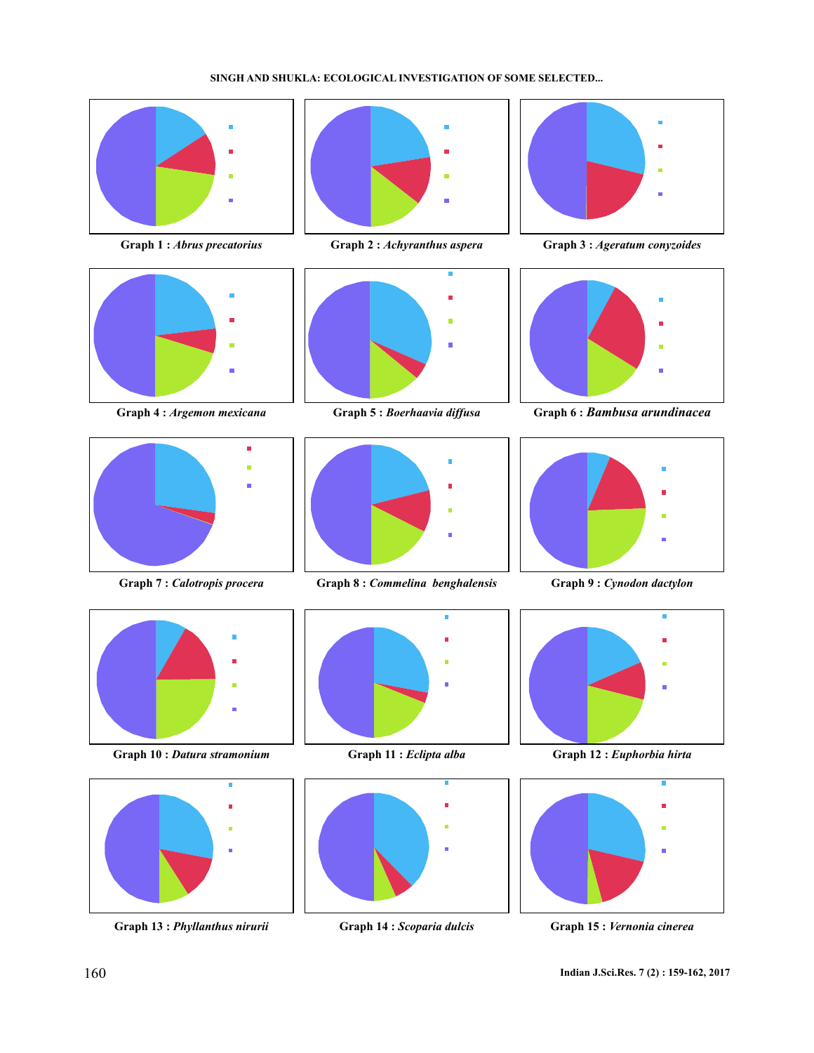Graph 1 : *Abrus precatorius*

Graph 2 : *Achyranthus aspera*

Graph 3 : *Ageratum conyzoides*

Graph 4 : *Argemon mexicana*

Graph 5 : *Boerhaavia diffusa*

Graph 6 : *Bambusa arundinacea*

Graph 7 : *Calotropis procera*

Graph 8 : *Commelina benghalensis*

Graph 9 : *Cynodon dactylon*

Graph 10 : *Datura stramonium*

Graph 11 : *Eclipta alba*

Graph 12 : *Euphorbia hirta*

Graph 13 : *Phyllanthus nirurii*

Graph 14 : *Scoparia dulcis*

Graph 15 : *Vernonia cinerea*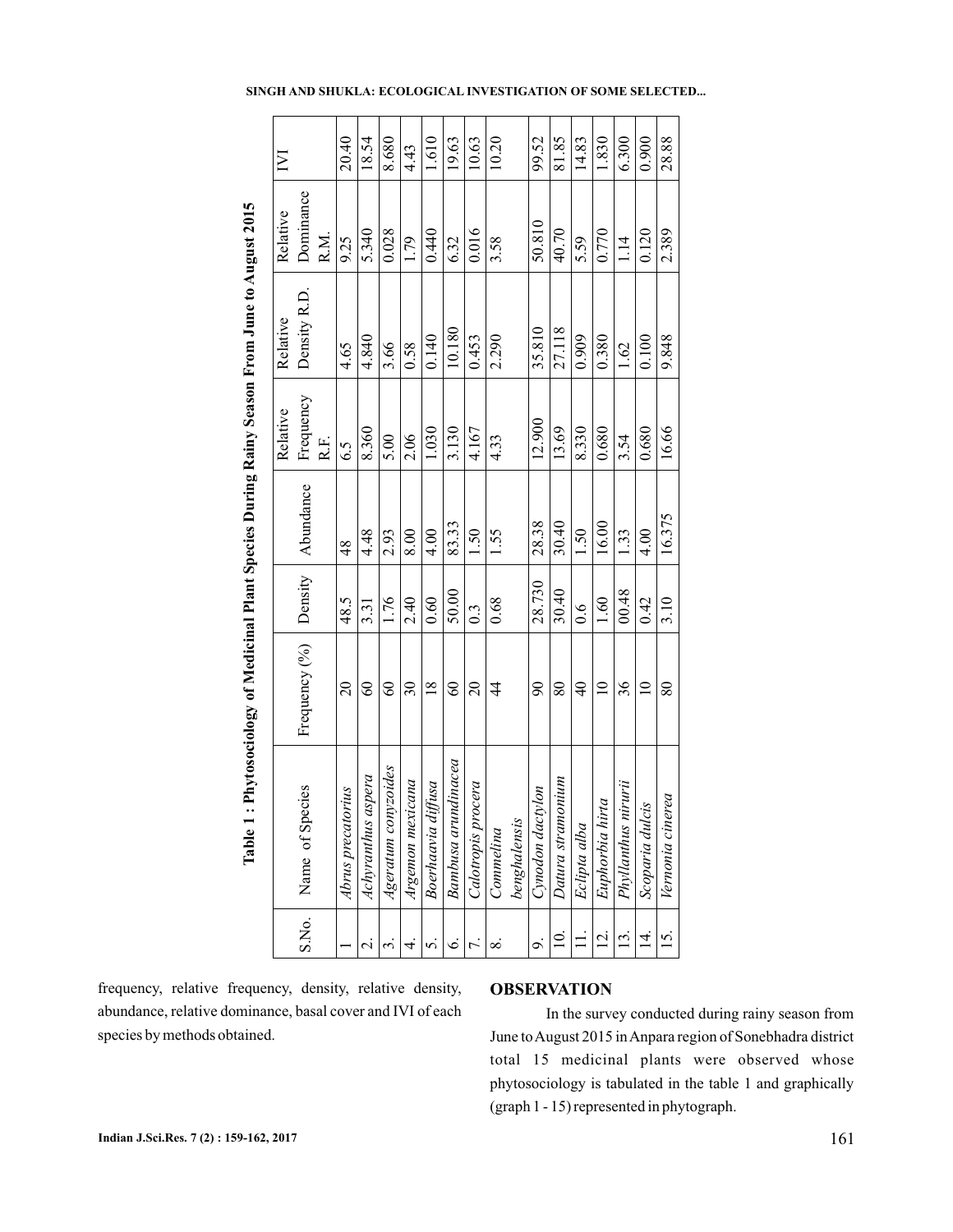**Table 1 : Phytosociology of Medicinal Plant Species During Rainy Season From June to August 2015**

| S.No. | Name of Species | Frequency (%) | Density | Abundance | Relative Frequency R.F. | Relative Density R.D. | Relative Dominance R.M. | IVI |
|---|---|---|---|---|---|---|---|---|
| 1 | *Abrus precatorius* | 20 | 48.5 | 48 | 6.5 | 4.65 | 9.25 | 20.40 |
| 2. | *Achyranthus aspera* | 60 | 3.31 | 4.48 | 8.360 | 4.840 | 5.340 | 18.54 |
| 3. | *Ageratum conyzoides* | 60 | 1.76 | 2.93 | 5.00 | 3.66 | 0.028 | 8.680 |
| 4. | *Argemon mexicana* | 30 | 2.40 | 8.00 | 2.06 | 0.58 | 1.79 | 4.43 |
| 5. | *Boerhaavia diffusa* | 18 | 0.60 | 4.00 | 1.030 | 0.140 | 0.440 | 1.610 |
| 6. | *Bambusa arundinacea* | 60 | 50.00 | 83.33 | 3.130 | 10.180 | 6.32 | 19.63 |
| 7. | *Calotropis procera* | 20 | 0.3 | 1.50 | 4.167 | 0.453 | 0.016 | 10.63 |
| 8. | *Commelina benghalensis* | 44 | 0.68 | 1.55 | 4.33 | 2.290 | 3.58 | 10.20 |
| 9. | *Cynodon dactylon* | 90 | 28.730 | 28.38 | 12.900 | 35.810 | 50.810 | 99.52 |
| 10. | *Datura stramonium* | 80 | 30.40 | 30.40 | 13.69 | 27.118 | 40.70 | 81.85 |
| 11. | *Eclipta alba* | 40 | 0.6 | 1.50 | 8.330 | 0.909 | 5.59 | 14.83 |
| 12. | *Euphorbia hirta* | 10 | 1.60 | 16.00 | 0.680 | 0.380 | 0.770 | 1.830 |
| 13. | *Phyllanthus nirurii* | 36 | 00.48 | 1.33 | 3.54 | 1.62 | 1.14 | 6.300 |
| 14. | *Scoparia dulcis* | 10 | 0.42 | 4.00 | 0.680 | 0.100 | 0.120 | 0.900 |
| 15. | *Vernonia cinerea* | 80 | 3.10 | 16.375 | 16.66 | 9.848 | 2.389 | 28.88 |

frequency, relative frequency, density, relative density, abundance, relative dominance, basal cover and IVI of each species by methods obtained.

## OBSERVATION

In the survey conducted during rainy season from June to August 2015 in Anpara region of Sonebhadra district total 15 medicinal plants were observed whose phytosociology is tabulated in the table 1 and graphically (graph 1 - 15) represented in phytograph.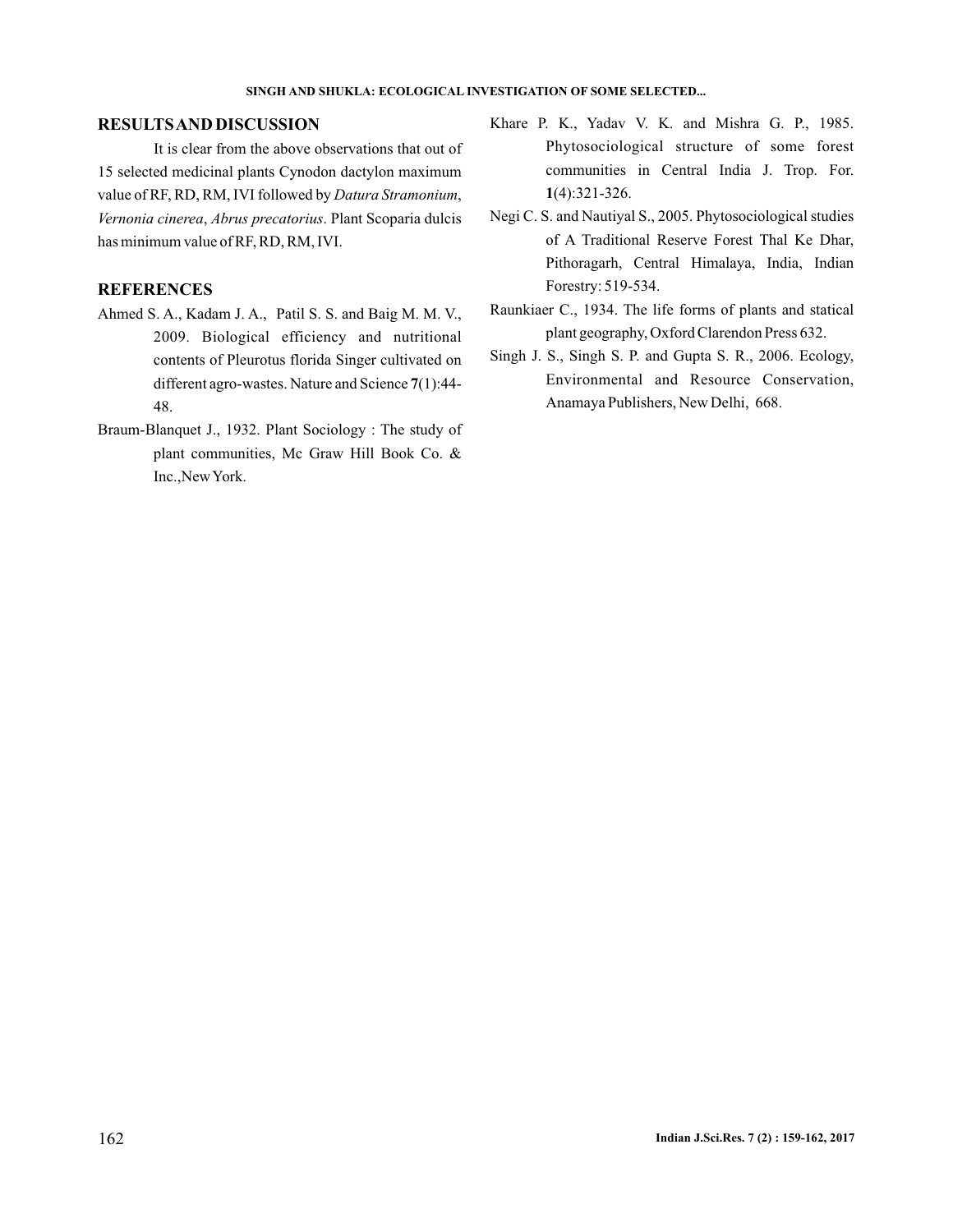## RESULTS AND DISCUSSION

It is clear from the above observations that out of 15 selected medicinal plants Cynodon dactylon maximum value of RF, RD, RM, IVI followed by *Datura Stramonium*, *Vernonia cinerea*, *Abrus precatorius*. Plant Scoparia dulcis has minimum value of RF, RD, RM, IVI.

## REFERENCES

Ahmed S. A., Kadam J. A., Patil S. S. and Baig M. M. V., 2009. Biological efficiency and nutritional contents of Pleurotus florida Singer cultivated on different agro-wastes. Nature and Science **7**(1):44-48.

Braum-Blanquet J., 1932. Plant Sociology : The study of plant communities, Mc Graw Hill Book Co. & Inc.,New York.

Khare P. K., Yadav V. K. and Mishra G. P., 1985. Phytosociological structure of some forest communities in Central India J. Trop. For. **1**(4):321-326.

Negi C. S. and Nautiyal S., 2005. Phytosociological studies of A Traditional Reserve Forest Thal Ke Dhar, Pithoragarh, Central Himalaya, India, Indian Forestry: 519-534.

Raunkiaer C., 1934. The life forms of plants and statical plant geography, Oxford Clarendon Press 632.

Singh J. S., Singh S. P. and Gupta S. R., 2006. Ecology, Environmental and Resource Conservation, Anamaya Publishers, New Delhi, 668.